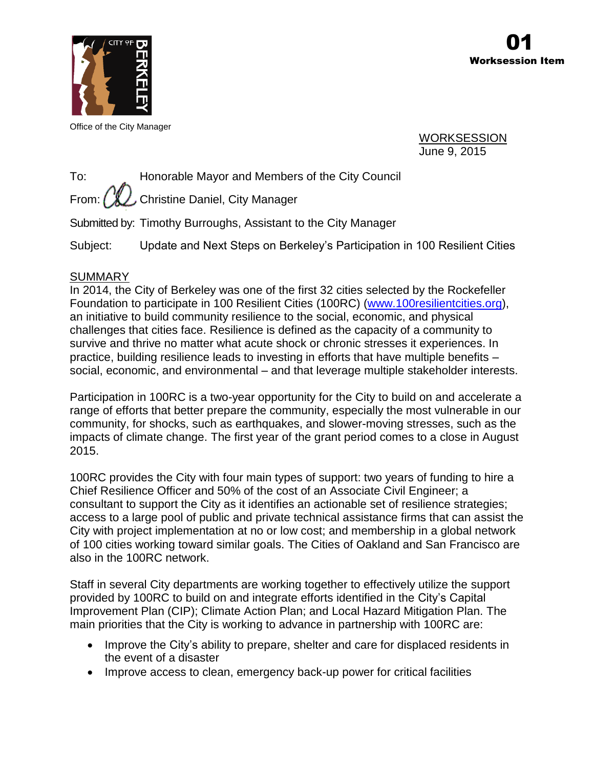Office of the City Manager

**01**
**Worksession Item**

WORKSESSION
June 9, 2015

To: Honorable Mayor and Members of the City Council

From: Christine Daniel, City Manager

Submitted by: Timothy Burroughs, Assistant to the City Manager

Subject: Update and Next Steps on Berkeley's Participation in 100 Resilient Cities

## SUMMARY

In 2014, the City of Berkeley was one of the first 32 cities selected by the Rockefeller Foundation to participate in 100 Resilient Cities (100RC) (www.100resilientcities.org), an initiative to build community resilience to the social, economic, and physical challenges that cities face. Resilience is defined as the capacity of a community to survive and thrive no matter what acute shock or chronic stresses it experiences. In practice, building resilience leads to investing in efforts that have multiple benefits – social, economic, and environmental – and that leverage multiple stakeholder interests.

Participation in 100RC is a two-year opportunity for the City to build on and accelerate a range of efforts that better prepare the community, especially the most vulnerable in our community, for shocks, such as earthquakes, and slower-moving stresses, such as the impacts of climate change. The first year of the grant period comes to a close in August 2015.

100RC provides the City with four main types of support: two years of funding to hire a Chief Resilience Officer and 50% of the cost of an Associate Civil Engineer; a consultant to support the City as it identifies an actionable set of resilience strategies; access to a large pool of public and private technical assistance firms that can assist the City with project implementation at no or low cost; and membership in a global network of 100 cities working toward similar goals. The Cities of Oakland and San Francisco are also in the 100RC network.

Staff in several City departments are working together to effectively utilize the support provided by 100RC to build on and integrate efforts identified in the City's Capital Improvement Plan (CIP); Climate Action Plan; and Local Hazard Mitigation Plan. The main priorities that the City is working to advance in partnership with 100RC are:

- Improve the City's ability to prepare, shelter and care for displaced residents in the event of a disaster
- Improve access to clean, emergency back-up power for critical facilities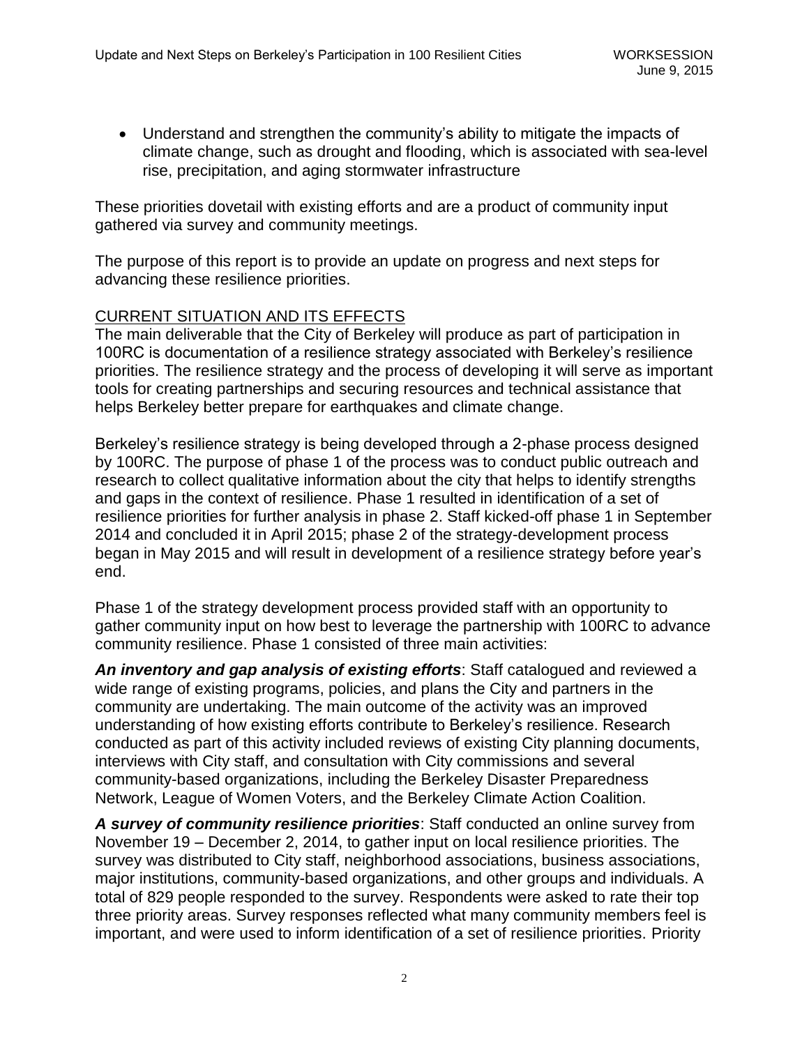- Understand and strengthen the community's ability to mitigate the impacts of climate change, such as drought and flooding, which is associated with sea-level rise, precipitation, and aging stormwater infrastructure

These priorities dovetail with existing efforts and are a product of community input gathered via survey and community meetings.

The purpose of this report is to provide an update on progress and next steps for advancing these resilience priorities.

## CURRENT SITUATION AND ITS EFFECTS

The main deliverable that the City of Berkeley will produce as part of participation in 100RC is documentation of a resilience strategy associated with Berkeley's resilience priorities. The resilience strategy and the process of developing it will serve as important tools for creating partnerships and securing resources and technical assistance that helps Berkeley better prepare for earthquakes and climate change.

Berkeley's resilience strategy is being developed through a 2-phase process designed by 100RC. The purpose of phase 1 of the process was to conduct public outreach and research to collect qualitative information about the city that helps to identify strengths and gaps in the context of resilience. Phase 1 resulted in identification of a set of resilience priorities for further analysis in phase 2. Staff kicked-off phase 1 in September 2014 and concluded it in April 2015; phase 2 of the strategy-development process began in May 2015 and will result in development of a resilience strategy before year's end.

Phase 1 of the strategy development process provided staff with an opportunity to gather community input on how best to leverage the partnership with 100RC to advance community resilience. Phase 1 consisted of three main activities:

***An inventory and gap analysis of existing efforts***: Staff catalogued and reviewed a wide range of existing programs, policies, and plans the City and partners in the community are undertaking. The main outcome of the activity was an improved understanding of how existing efforts contribute to Berkeley's resilience. Research conducted as part of this activity included reviews of existing City planning documents, interviews with City staff, and consultation with City commissions and several community-based organizations, including the Berkeley Disaster Preparedness Network, League of Women Voters, and the Berkeley Climate Action Coalition.

***A survey of community resilience priorities***: Staff conducted an online survey from November 19 – December 2, 2014, to gather input on local resilience priorities. The survey was distributed to City staff, neighborhood associations, business associations, major institutions, community-based organizations, and other groups and individuals. A total of 829 people responded to the survey. Respondents were asked to rate their top three priority areas. Survey responses reflected what many community members feel is important, and were used to inform identification of a set of resilience priorities. Priority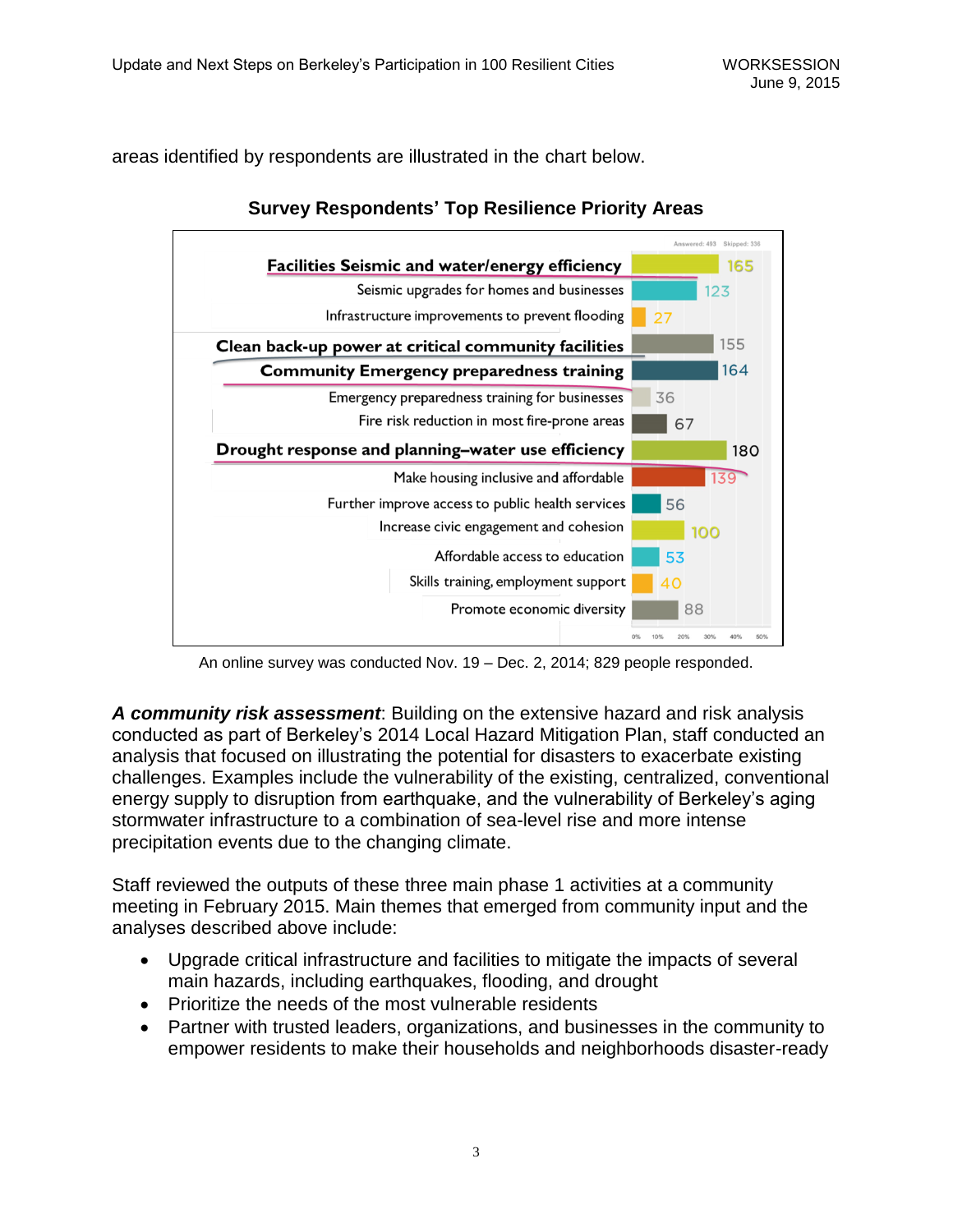areas identified by respondents are illustrated in the chart below.

**Survey Respondents' Top Resilience Priority Areas**

| Priority Area | Responses |
| --- | --- |
| **Facilities Seismic and water/energy efficiency** | 165 |
| Seismic upgrades for homes and businesses | 123 |
| Infrastructure improvements to prevent flooding | 27 |
| **Clean back-up power at critical community facilities** | 155 |
| **Community Emergency preparedness training** | 164 |
| Emergency preparedness training for businesses | 36 |
| Fire risk reduction in most fire-prone areas | 67 |
| **Drought response and planning–water use efficiency** | 180 |
| Make housing inclusive and affordable | 139 |
| Further improve access to public health services | 56 |
| Increase civic engagement and cohesion | 100 |
| Affordable access to education | 53 |
| Skills training, employment support | 40 |
| Promote economic diversity | 88 |

An online survey was conducted Nov. 19 – Dec. 2, 2014; 829 people responded.

***A community risk assessment***: Building on the extensive hazard and risk analysis conducted as part of Berkeley's 2014 Local Hazard Mitigation Plan, staff conducted an analysis that focused on illustrating the potential for disasters to exacerbate existing challenges. Examples include the vulnerability of the existing, centralized, conventional energy supply to disruption from earthquake, and the vulnerability of Berkeley's aging stormwater infrastructure to a combination of sea-level rise and more intense precipitation events due to the changing climate.

Staff reviewed the outputs of these three main phase 1 activities at a community meeting in February 2015. Main themes that emerged from community input and the analyses described above include:

- Upgrade critical infrastructure and facilities to mitigate the impacts of several main hazards, including earthquakes, flooding, and drought
- Prioritize the needs of the most vulnerable residents
- Partner with trusted leaders, organizations, and businesses in the community to empower residents to make their households and neighborhoods disaster-ready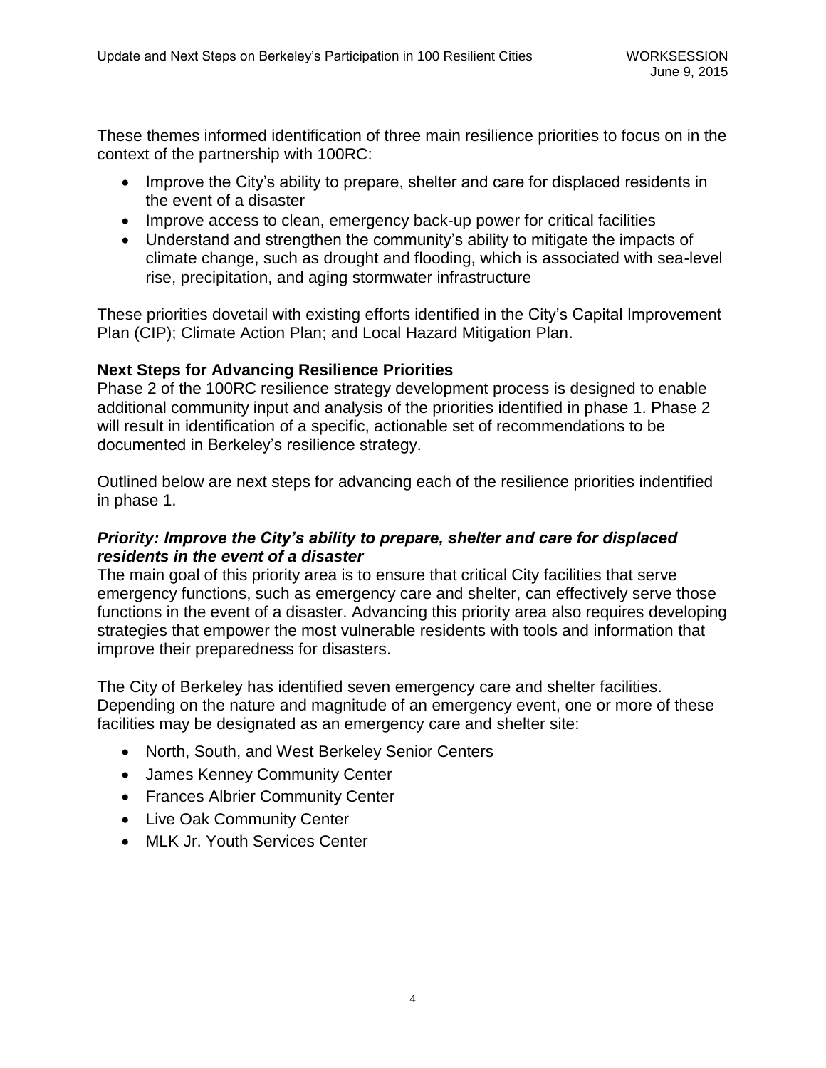These themes informed identification of three main resilience priorities to focus on in the context of the partnership with 100RC:

- Improve the City's ability to prepare, shelter and care for displaced residents in the event of a disaster
- Improve access to clean, emergency back-up power for critical facilities
- Understand and strengthen the community's ability to mitigate the impacts of climate change, such as drought and flooding, which is associated with sea-level rise, precipitation, and aging stormwater infrastructure

These priorities dovetail with existing efforts identified in the City's Capital Improvement Plan (CIP); Climate Action Plan; and Local Hazard Mitigation Plan.

**Next Steps for Advancing Resilience Priorities**

Phase 2 of the 100RC resilience strategy development process is designed to enable additional community input and analysis of the priorities identified in phase 1. Phase 2 will result in identification of a specific, actionable set of recommendations to be documented in Berkeley's resilience strategy.

Outlined below are next steps for advancing each of the resilience priorities indentified in phase 1.

***Priority: Improve the City's ability to prepare, shelter and care for displaced residents in the event of a disaster***

The main goal of this priority area is to ensure that critical City facilities that serve emergency functions, such as emergency care and shelter, can effectively serve those functions in the event of a disaster. Advancing this priority area also requires developing strategies that empower the most vulnerable residents with tools and information that improve their preparedness for disasters.

The City of Berkeley has identified seven emergency care and shelter facilities. Depending on the nature and magnitude of an emergency event, one or more of these facilities may be designated as an emergency care and shelter site:

- North, South, and West Berkeley Senior Centers
- James Kenney Community Center
- Frances Albrier Community Center
- Live Oak Community Center
- MLK Jr. Youth Services Center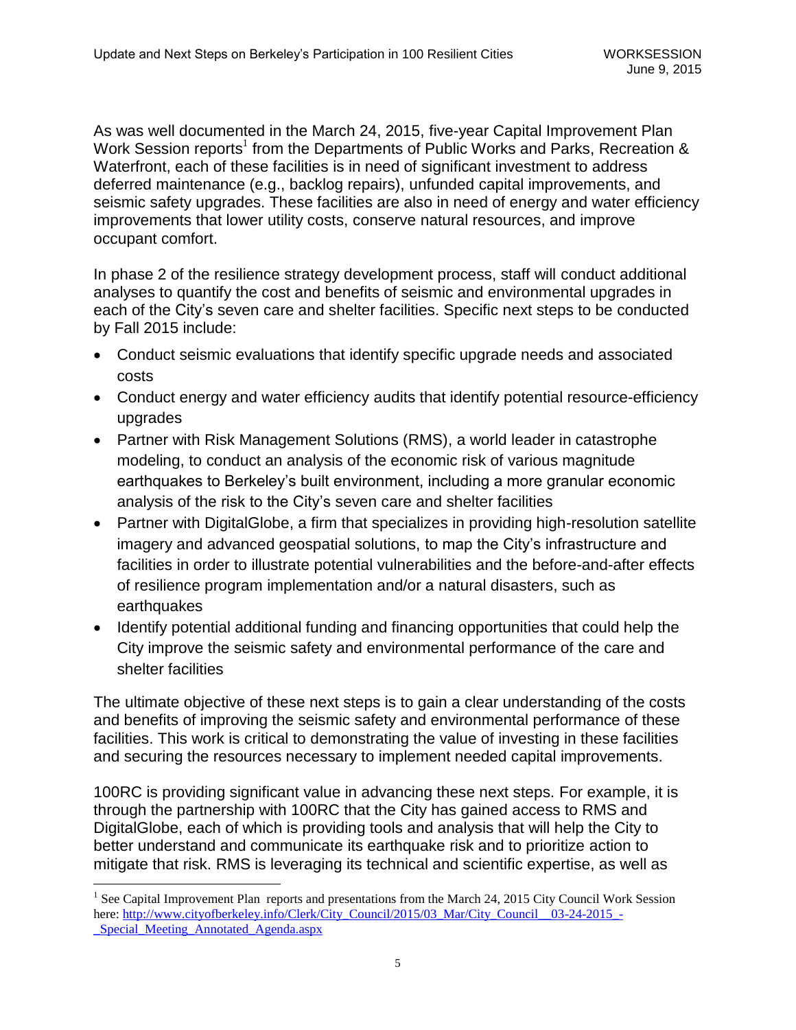As was well documented in the March 24, 2015, five-year Capital Improvement Plan Work Session reports[1] from the Departments of Public Works and Parks, Recreation & Waterfront, each of these facilities is in need of significant investment to address deferred maintenance (e.g., backlog repairs), unfunded capital improvements, and seismic safety upgrades. These facilities are also in need of energy and water efficiency improvements that lower utility costs, conserve natural resources, and improve occupant comfort.

In phase 2 of the resilience strategy development process, staff will conduct additional analyses to quantify the cost and benefits of seismic and environmental upgrades in each of the City's seven care and shelter facilities. Specific next steps to be conducted by Fall 2015 include:

- Conduct seismic evaluations that identify specific upgrade needs and associated costs
- Conduct energy and water efficiency audits that identify potential resource-efficiency upgrades
- Partner with Risk Management Solutions (RMS), a world leader in catastrophe modeling, to conduct an analysis of the economic risk of various magnitude earthquakes to Berkeley's built environment, including a more granular economic analysis of the risk to the City's seven care and shelter facilities
- Partner with DigitalGlobe, a firm that specializes in providing high-resolution satellite imagery and advanced geospatial solutions, to map the City's infrastructure and facilities in order to illustrate potential vulnerabilities and the before-and-after effects of resilience program implementation and/or a natural disasters, such as earthquakes
- Identify potential additional funding and financing opportunities that could help the City improve the seismic safety and environmental performance of the care and shelter facilities

The ultimate objective of these next steps is to gain a clear understanding of the costs and benefits of improving the seismic safety and environmental performance of these facilities. This work is critical to demonstrating the value of investing in these facilities and securing the resources necessary to implement needed capital improvements.

100RC is providing significant value in advancing these next steps. For example, it is through the partnership with 100RC that the City has gained access to RMS and DigitalGlobe, each of which is providing tools and analysis that will help the City to better understand and communicate its earthquake risk and to prioritize action to mitigate that risk. RMS is leveraging its technical and scientific expertise, as well as

[1] See Capital Improvement Plan reports and presentations from the March 24, 2015 City Council Work Session here: http://www.cityofberkeley.info/Clerk/City_Council/2015/03_Mar/City_Council__03-24-2015_-_Special_Meeting_Annotated_Agenda.aspx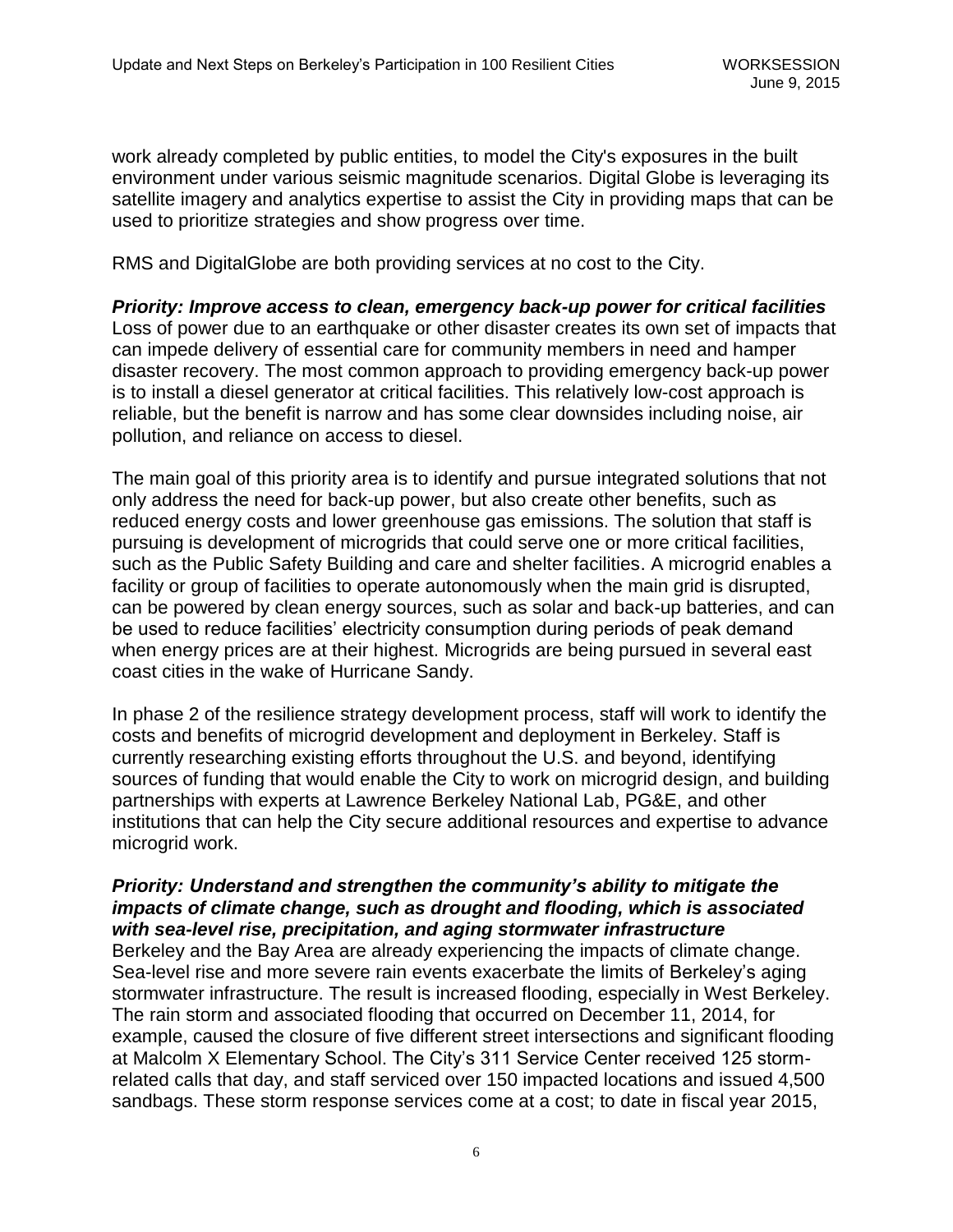work already completed by public entities, to model the City's exposures in the built environment under various seismic magnitude scenarios. Digital Globe is leveraging its satellite imagery and analytics expertise to assist the City in providing maps that can be used to prioritize strategies and show progress over time.

RMS and DigitalGlobe are both providing services at no cost to the City.

***Priority: Improve access to clean, emergency back-up power for critical facilities***

Loss of power due to an earthquake or other disaster creates its own set of impacts that can impede delivery of essential care for community members in need and hamper disaster recovery. The most common approach to providing emergency back-up power is to install a diesel generator at critical facilities. This relatively low-cost approach is reliable, but the benefit is narrow and has some clear downsides including noise, air pollution, and reliance on access to diesel.

The main goal of this priority area is to identify and pursue integrated solutions that not only address the need for back-up power, but also create other benefits, such as reduced energy costs and lower greenhouse gas emissions. The solution that staff is pursuing is development of microgrids that could serve one or more critical facilities, such as the Public Safety Building and care and shelter facilities. A microgrid enables a facility or group of facilities to operate autonomously when the main grid is disrupted, can be powered by clean energy sources, such as solar and back-up batteries, and can be used to reduce facilities' electricity consumption during periods of peak demand when energy prices are at their highest. Microgrids are being pursued in several east coast cities in the wake of Hurricane Sandy.

In phase 2 of the resilience strategy development process, staff will work to identify the costs and benefits of microgrid development and deployment in Berkeley. Staff is currently researching existing efforts throughout the U.S. and beyond, identifying sources of funding that would enable the City to work on microgrid design, and building partnerships with experts at Lawrence Berkeley National Lab, PG&E, and other institutions that can help the City secure additional resources and expertise to advance microgrid work.

***Priority: Understand and strengthen the community's ability to mitigate the impacts of climate change, such as drought and flooding, which is associated with sea-level rise, precipitation, and aging stormwater infrastructure***

Berkeley and the Bay Area are already experiencing the impacts of climate change. Sea-level rise and more severe rain events exacerbate the limits of Berkeley's aging stormwater infrastructure. The result is increased flooding, especially in West Berkeley. The rain storm and associated flooding that occurred on December 11, 2014, for example, caused the closure of five different street intersections and significant flooding at Malcolm X Elementary School. The City's 311 Service Center received 125 storm-related calls that day, and staff serviced over 150 impacted locations and issued 4,500 sandbags. These storm response services come at a cost; to date in fiscal year 2015,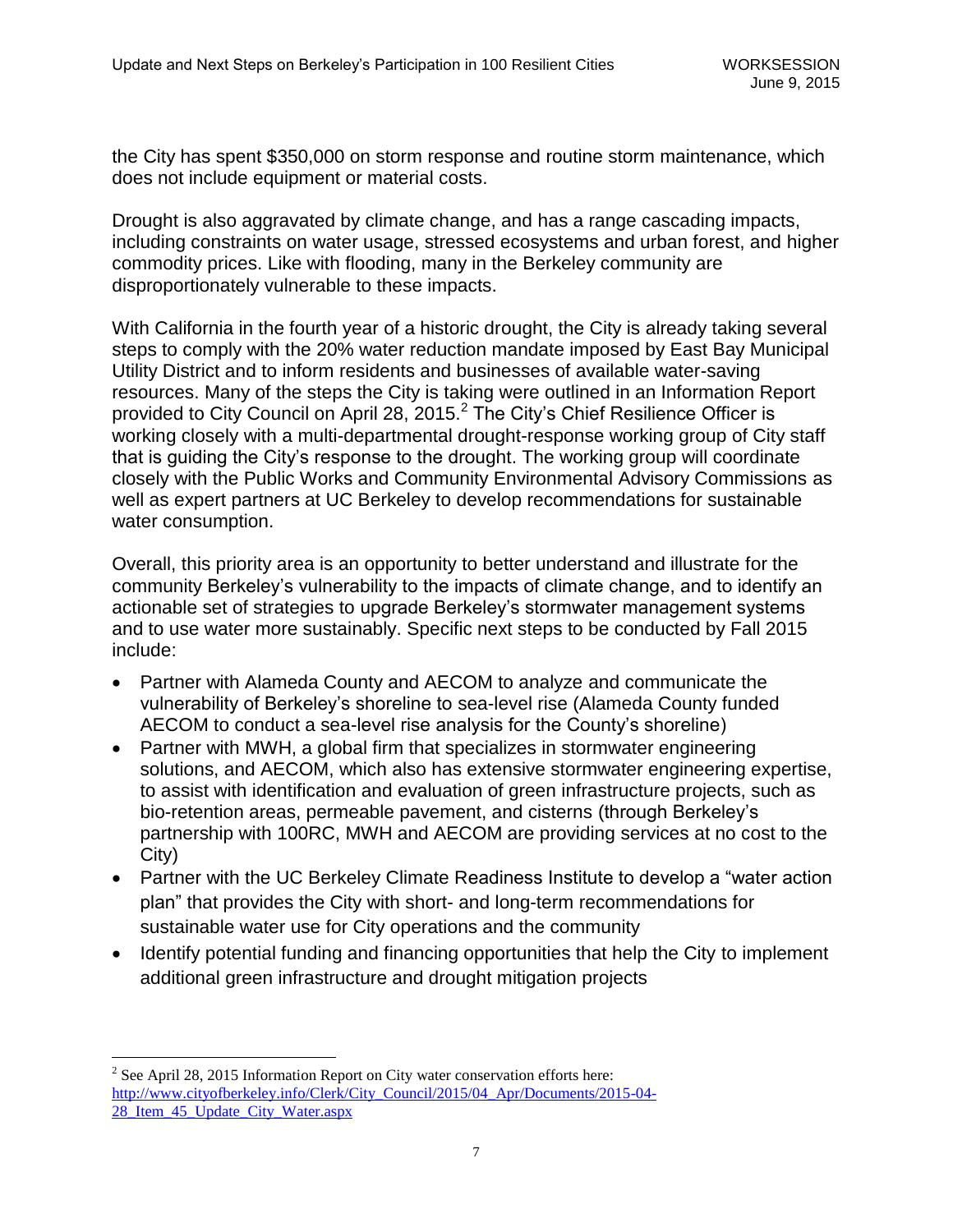the City has spent $350,000 on storm response and routine storm maintenance, which does not include equipment or material costs.

Drought is also aggravated by climate change, and has a range cascading impacts, including constraints on water usage, stressed ecosystems and urban forest, and higher commodity prices. Like with flooding, many in the Berkeley community are disproportionately vulnerable to these impacts.

With California in the fourth year of a historic drought, the City is already taking several steps to comply with the 20% water reduction mandate imposed by East Bay Municipal Utility District and to inform residents and businesses of available water-saving resources. Many of the steps the City is taking were outlined in an Information Report provided to City Council on April 28, 2015.[2] The City's Chief Resilience Officer is working closely with a multi-departmental drought-response working group of City staff that is guiding the City's response to the drought. The working group will coordinate closely with the Public Works and Community Environmental Advisory Commissions as well as expert partners at UC Berkeley to develop recommendations for sustainable water consumption.

Overall, this priority area is an opportunity to better understand and illustrate for the community Berkeley's vulnerability to the impacts of climate change, and to identify an actionable set of strategies to upgrade Berkeley's stormwater management systems and to use water more sustainably. Specific next steps to be conducted by Fall 2015 include:

- Partner with Alameda County and AECOM to analyze and communicate the vulnerability of Berkeley's shoreline to sea-level rise (Alameda County funded AECOM to conduct a sea-level rise analysis for the County's shoreline)
- Partner with MWH, a global firm that specializes in stormwater engineering solutions, and AECOM, which also has extensive stormwater engineering expertise, to assist with identification and evaluation of green infrastructure projects, such as bio-retention areas, permeable pavement, and cisterns (through Berkeley's partnership with 100RC, MWH and AECOM are providing services at no cost to the City)
- Partner with the UC Berkeley Climate Readiness Institute to develop a "water action plan" that provides the City with short- and long-term recommendations for sustainable water use for City operations and the community
- Identify potential funding and financing opportunities that help the City to implement additional green infrastructure and drought mitigation projects

---

[2] See April 28, 2015 Information Report on City water conservation efforts here: http://www.cityofberkeley.info/Clerk/City_Council/2015/04_Apr/Documents/2015-04-28_Item_45_Update_City_Water.aspx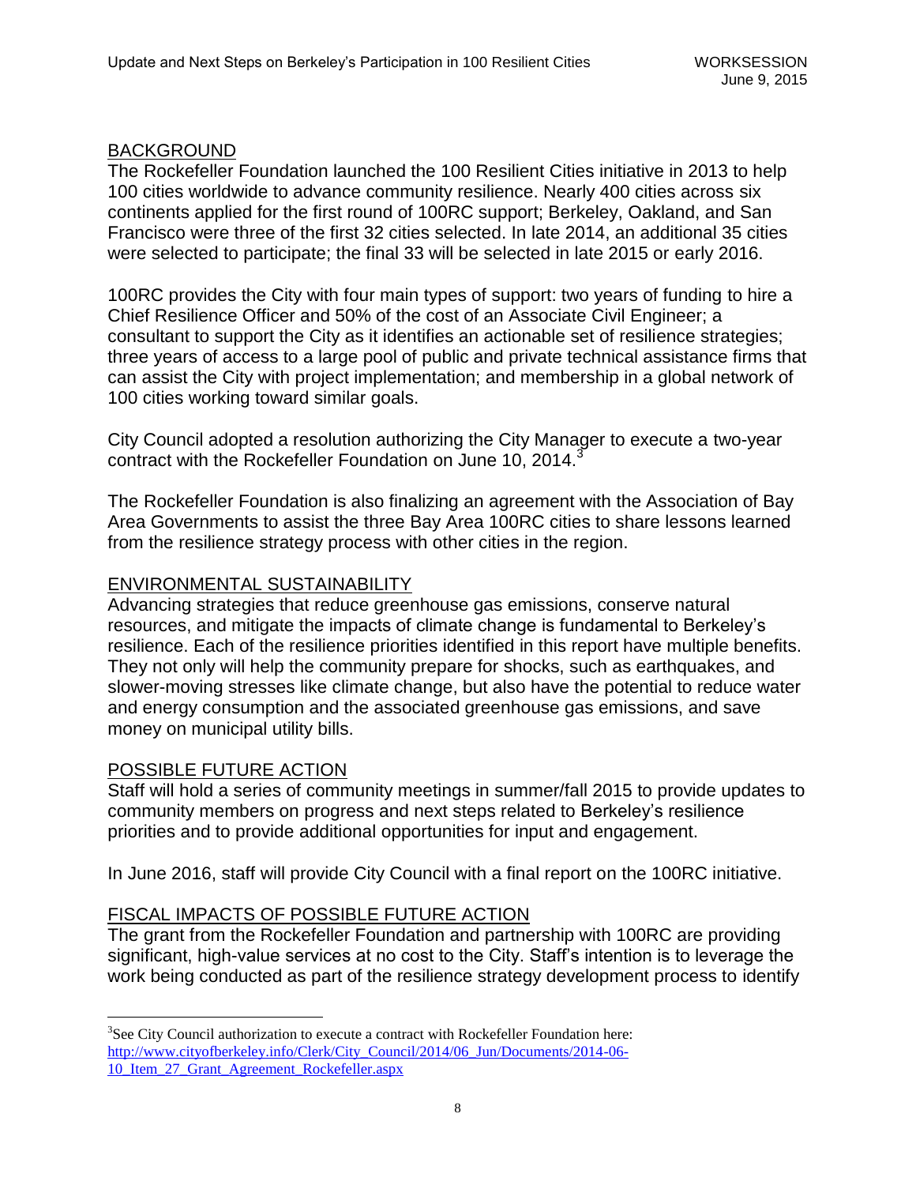## BACKGROUND

The Rockefeller Foundation launched the 100 Resilient Cities initiative in 2013 to help 100 cities worldwide to advance community resilience. Nearly 400 cities across six continents applied for the first round of 100RC support; Berkeley, Oakland, and San Francisco were three of the first 32 cities selected. In late 2014, an additional 35 cities were selected to participate; the final 33 will be selected in late 2015 or early 2016.

100RC provides the City with four main types of support: two years of funding to hire a Chief Resilience Officer and 50% of the cost of an Associate Civil Engineer; a consultant to support the City as it identifies an actionable set of resilience strategies; three years of access to a large pool of public and private technical assistance firms that can assist the City with project implementation; and membership in a global network of 100 cities working toward similar goals.

City Council adopted a resolution authorizing the City Manager to execute a two-year contract with the Rockefeller Foundation on June 10, 2014.[3]

The Rockefeller Foundation is also finalizing an agreement with the Association of Bay Area Governments to assist the three Bay Area 100RC cities to share lessons learned from the resilience strategy process with other cities in the region.

## ENVIRONMENTAL SUSTAINABILITY

Advancing strategies that reduce greenhouse gas emissions, conserve natural resources, and mitigate the impacts of climate change is fundamental to Berkeley's resilience. Each of the resilience priorities identified in this report have multiple benefits. They not only will help the community prepare for shocks, such as earthquakes, and slower-moving stresses like climate change, but also have the potential to reduce water and energy consumption and the associated greenhouse gas emissions, and save money on municipal utility bills.

## POSSIBLE FUTURE ACTION

Staff will hold a series of community meetings in summer/fall 2015 to provide updates to community members on progress and next steps related to Berkeley's resilience priorities and to provide additional opportunities for input and engagement.

In June 2016, staff will provide City Council with a final report on the 100RC initiative.

## FISCAL IMPACTS OF POSSIBLE FUTURE ACTION

The grant from the Rockefeller Foundation and partnership with 100RC are providing significant, high-value services at no cost to the City. Staff's intention is to leverage the work being conducted as part of the resilience strategy development process to identify

---

[3] See City Council authorization to execute a contract with Rockefeller Foundation here: http://www.cityofberkeley.info/Clerk/City_Council/2014/06_Jun/Documents/2014-06-10_Item_27_Grant_Agreement_Rockefeller.aspx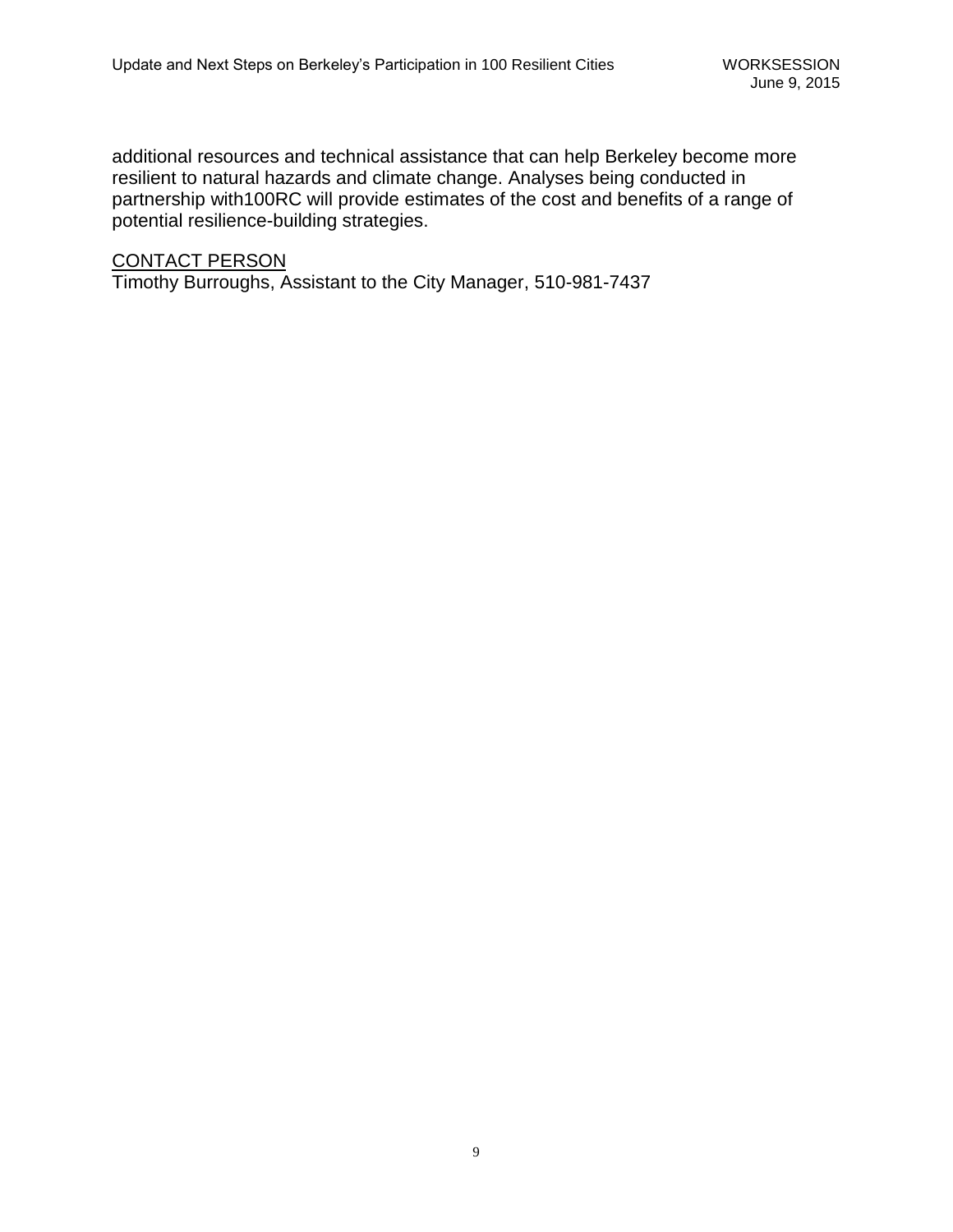additional resources and technical assistance that can help Berkeley become more resilient to natural hazards and climate change. Analyses being conducted in partnership with100RC will provide estimates of the cost and benefits of a range of potential resilience-building strategies.

## CONTACT PERSON

Timothy Burroughs, Assistant to the City Manager, 510-981-7437